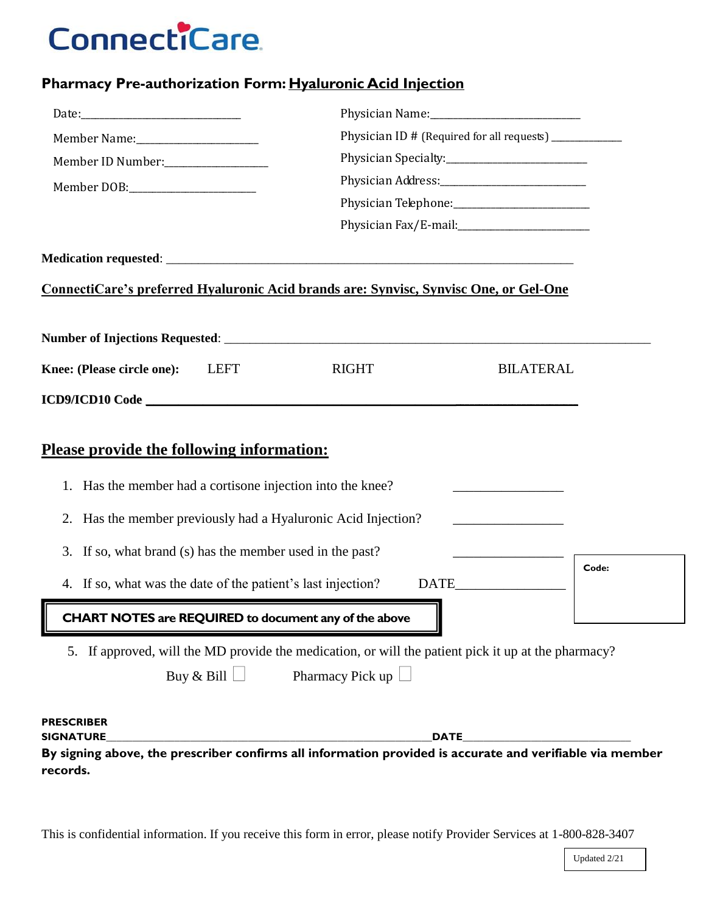ConnectiCare

## Pharmacy Pre-authorization Form: Hyaluronic Acid Injection

Date:\_\_\_\_\_\_\_\_\_\_\_\_\_\_\_\_\_\_\_\_\_\_\_\_\_\_\_\_

Member Name:\_\_\_\_\_\_\_\_\_\_\_\_\_\_\_\_\_\_\_\_\_\_

Member ID Number:\_\_\_\_\_\_\_\_\_\_\_\_\_\_\_\_\_\_\_

Member DOB:\_\_\_\_\_\_\_\_\_\_\_\_\_\_\_\_\_\_\_\_\_\_\_

Physician Name:\_\_\_\_\_\_\_\_\_\_\_\_\_\_\_\_\_\_\_\_\_\_\_\_\_\_\_

Physician ID # (Required for all requests) \_\_\_\_\_\_\_\_\_\_\_\_\_

Physician Specialty:\_\_\_\_\_\_\_\_\_\_\_\_\_\_\_\_\_\_\_\_\_\_\_\_\_\_

Physician Address:\_\_\_\_\_\_\_\_\_\_\_\_\_\_\_\_\_\_\_\_\_\_\_\_\_\_

Physician Telephone:\_\_\_\_\_\_\_\_\_\_\_\_\_\_\_\_\_\_\_\_\_\_\_\_

Physician Fax/E-mail:\_\_\_\_\_\_\_\_\_\_\_\_\_\_\_\_\_\_\_\_\_\_\_

**Medication requested**: \_\_\_\_\_\_\_\_\_\_\_\_\_\_\_\_\_\_\_\_\_\_\_\_\_\_\_\_\_\_\_\_\_\_\_\_\_\_\_\_\_\_\_\_\_\_\_\_\_\_\_\_\_\_\_\_\_\_\_\_\_\_\_\_\_\_

**ConnectiCare's preferred Hyaluronic Acid brands are: Synvisc, Synvisc One, or Gel-One**

**Number of Injections Requested**: \_\_\_\_\_\_\_\_\_\_\_\_\_\_\_\_\_\_\_\_\_\_\_\_\_\_\_\_\_\_\_\_\_\_\_\_\_\_\_\_\_\_\_\_\_\_\_\_\_\_\_\_\_\_\_\_\_\_\_\_\_\_\_\_\_\_\_\_

**Knee: (Please circle one):** LEFT RIGHT BILATERAL

**ICD9/ICD10 Code** \_\_\_\_\_\_\_\_\_\_\_\_\_\_\_\_\_\_\_\_\_\_\_\_\_\_\_\_\_\_\_\_\_\_\_\_\_\_\_\_\_\_\_\_\_\_\_\_\_\_\_\_\_\_\_\_\_\_\_\_\_\_\_\_\_\_

## Please provide the following information:

1. Has the member had a cortisone injection into the knee? \_\_\_\_\_\_\_\_\_\_\_\_\_\_\_\_
2. Has the member previously had a Hyaluronic Acid Injection? \_\_\_\_\_\_\_\_\_\_\_\_\_\_\_\_
3. If so, what brand (s) has the member used in the past? \_\_\_\_\_\_\_\_\_\_\_\_\_\_\_\_
4. If so, what was the date of the patient's last injection? DATE\_\_\_\_\_\_\_\_\_\_\_\_\_\_\_\_

Code:

**CHART NOTES are REQUIRED to document any of the above**

5. If approved, will the MD provide the medication, or will the patient pick it up at the pharmacy?

   Buy & Bill ☐ Pharmacy Pick up ☐

**PRESCRIBER SIGNATURE**\_\_\_\_\_\_\_\_\_\_\_\_\_\_\_\_\_\_\_\_\_\_\_\_\_\_\_\_\_\_\_\_\_\_\_\_\_\_\_\_\_\_\_\_\_\_\_\_\_\_\_\_\_\_\_\_**DATE**\_\_\_\_\_\_\_\_\_\_\_\_\_\_\_\_\_\_\_\_\_\_\_\_\_\_\_\_\_

**By signing above, the prescriber confirms all information provided is accurate and verifiable via member records.**

This is confidential information. If you receive this form in error, please notify Provider Services at 1-800-828-3407

Updated 2/21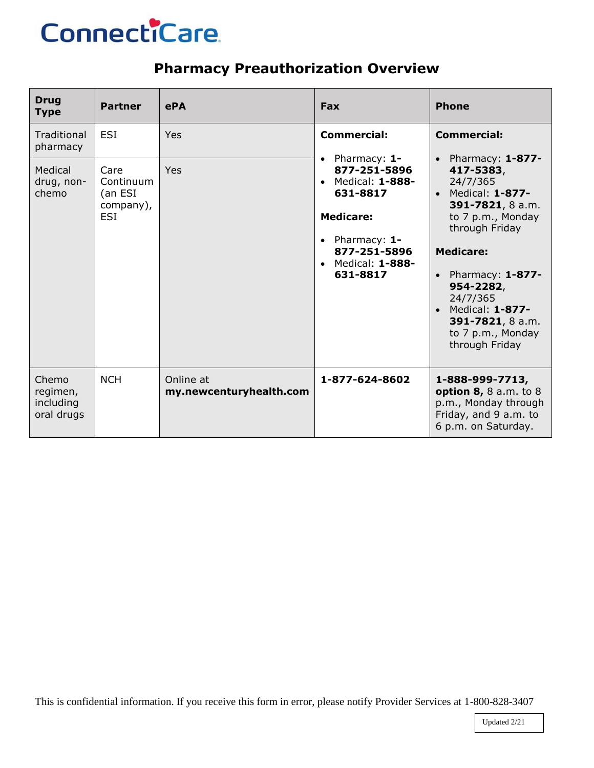ConnectiCare

# Pharmacy Preauthorization Overview

| Drug Type | Partner | ePA | Fax | Phone |
|---|---|---|---|---|
| Traditional pharmacy | ESI | Yes | **Commercial:**<br>• Pharmacy: **1-877-251-5896**<br>• Medical: **1-888-631-8817**<br><br>**Medicare:**<br>• Pharmacy: **1-877-251-5896**<br>• Medical: **1-888-631-8817** | **Commercial:**<br>• Pharmacy: **1-877-417-5383**, 24/7/365<br>• Medical: **1-877-391-7821**, 8 a.m. to 7 p.m., Monday through Friday<br><br>**Medicare:**<br>• Pharmacy: **1-877-954-2282**, 24/7/365<br>• Medical: **1-877-391-7821**, 8 a.m. to 7 p.m., Monday through Friday |
| Medical drug, non-chemo | Care Continuum (an ESI company), ESI | Yes | | |
| Chemo regimen, including oral drugs | NCH | Online at **my.newcenturyhealth.com** | **1-877-624-8602** | **1-888-999-7713, option 8,** 8 a.m. to 8 p.m., Monday through Friday, and 9 a.m. to 6 p.m. on Saturday. |

This is confidential information. If you receive this form in error, please notify Provider Services at 1-800-828-3407

Updated 2/21